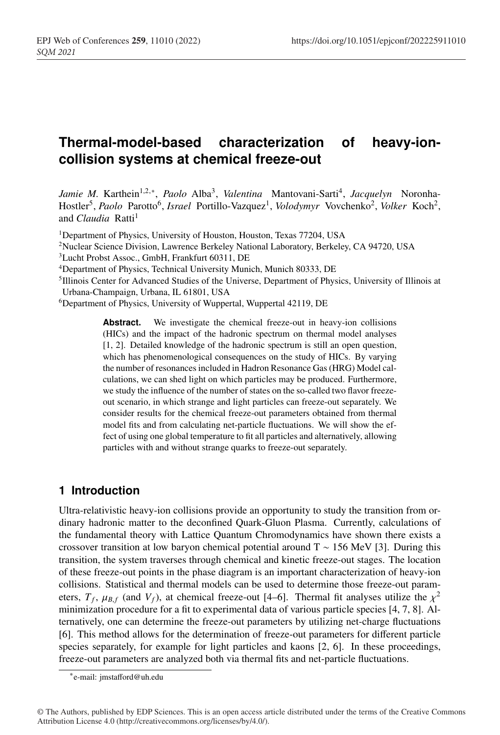# Thermal-model-based characterization of heavy-ion-collision systems at chemical freeze-out

*Jamie M.* Karthein[1,2,*], *Paolo* Alba[3], *Valentina* Mantovani-Sarti[4], *Jacquelyn* Noronha-Hostler[5], *Paolo* Parotto[6], *Israel* Portillo-Vazquez[1], *Volodymyr* Vovchenko[2], *Volker* Koch[2], and *Claudia* Ratti[1]

[1]Department of Physics, University of Houston, Houston, Texas 77204, USA

[2]Nuclear Science Division, Lawrence Berkeley National Laboratory, Berkeley, CA 94720, USA

[3]Lucht Probst Assoc., GmbH, Frankfurt 60311, DE

[4]Department of Physics, Technical University Munich, Munich 80333, DE

[5]Illinois Center for Advanced Studies of the Universe, Department of Physics, University of Illinois at Urbana-Champaign, Urbana, IL 61801, USA

[6]Department of Physics, University of Wuppertal, Wuppertal 42119, DE

**Abstract.** We investigate the chemical freeze-out in heavy-ion collisions (HICs) and the impact of the hadronic spectrum on thermal model analyses [1, 2]. Detailed knowledge of the hadronic spectrum is still an open question, which has phenomenological consequences on the study of HICs. By varying the number of resonances included in Hadron Resonance Gas (HRG) Model calculations, we can shed light on which particles may be produced. Furthermore, we study the influence of the number of states on the so-called two flavor freeze-out scenario, in which strange and light particles can freeze-out separately. We consider results for the chemical freeze-out parameters obtained from thermal model fits and from calculating net-particle fluctuations. We will show the effect of using one global temperature to fit all particles and alternatively, allowing particles with and without strange quarks to freeze-out separately.

## 1 Introduction

Ultra-relativistic heavy-ion collisions provide an opportunity to study the transition from ordinary hadronic matter to the deconfined Quark-Gluon Plasma. Currently, calculations of the fundamental theory with Lattice Quantum Chromodynamics have shown there exists a crossover transition at low baryon chemical potential around T ∼ 156 MeV [3]. During this transition, the system traverses through chemical and kinetic freeze-out stages. The location of these freeze-out points in the phase diagram is an important characterization of heavy-ion collisions. Statistical and thermal models can be used to determine those freeze-out parameters, $T_f$, $\mu_{B,f}$ (and $V_f$), at chemical freeze-out [4–6]. Thermal fit analyses utilize the $\chi^2$ minimization procedure for a fit to experimental data of various particle species [4, 7, 8]. Alternatively, one can determine the freeze-out parameters by utilizing net-charge fluctuations [6]. This method allows for the determination of freeze-out parameters for different particle species separately, for example for light particles and kaons [2, 6]. In these proceedings, freeze-out parameters are analyzed both via thermal fits and net-particle fluctuations.

*e-mail: jmstafford@uh.edu

© The Authors, published by EDP Sciences. This is an open access article distributed under the terms of the Creative Commons Attribution License 4.0 (http://creativecommons.org/licenses/by/4.0/).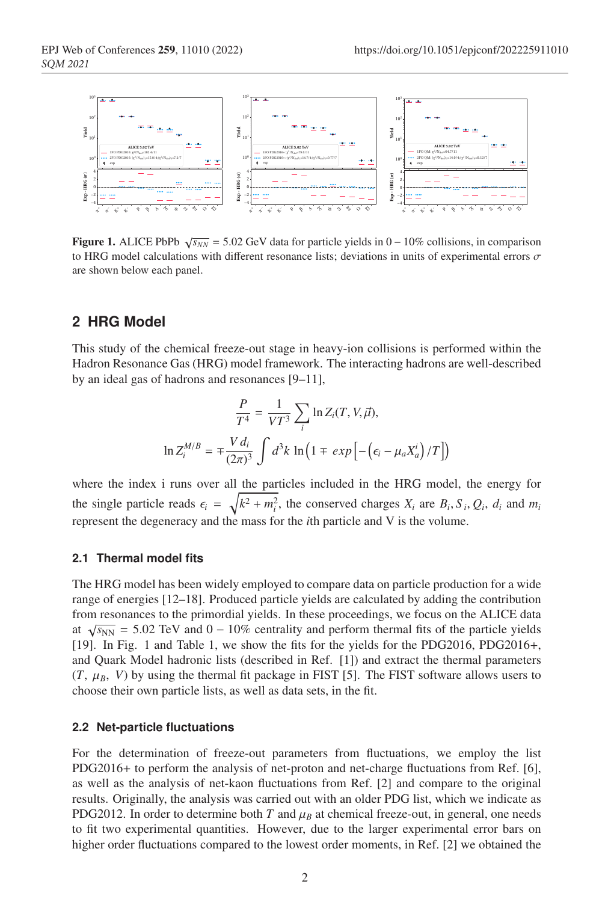**Figure 1.** ALICE PbPb $\sqrt{s_{NN}}$ = 5.02 GeV data for particle yields in 0 − 10% collisions, in comparison to HRG model calculations with different resonance lists; deviations in units of experimental errors $\sigma$ are shown below each panel.

## 2 HRG Model

This study of the chemical freeze-out stage in heavy-ion collisions is performed within the Hadron Resonance Gas (HRG) model framework. The interacting hadrons are well-described by an ideal gas of hadrons and resonances [9–11],

$$\frac{P}{T^4} = \frac{1}{VT^3} \sum_i \ln Z_i(T, V, \vec{\mu}),$$

$$\ln Z_i^{M/B} = \mp \frac{V d_i}{(2\pi)^3} \int d^3k \ln\left(1 \mp exp\left[-\left(\epsilon_i - \mu_a X_a^i\right)/T\right]\right)$$

where the index i runs over all the particles included in the HRG model, the energy for the single particle reads $\epsilon_i = \sqrt{k^2 + m_i^2}$, the conserved charges $X_i$ are $B_i, S_i, Q_i$, $d_i$ and $m_i$ represent the degeneracy and the mass for the $i$th particle and V is the volume.

### 2.1 Thermal model fits

The HRG model has been widely employed to compare data on particle production for a wide range of energies [12–18]. Produced particle yields are calculated by adding the contribution from resonances to the primordial yields. In these proceedings, we focus on the ALICE data at $\sqrt{s_{NN}}$ = 5.02 TeV and 0 − 10% centrality and perform thermal fits of the particle yields [19]. In Fig. 1 and Table 1, we show the fits for the yields for the PDG2016, PDG2016+, and Quark Model hadronic lists (described in Ref. [1]) and extract the thermal parameters $(T,\ \mu_B,\ V)$ by using the thermal fit package in FIST [5]. The FIST software allows users to choose their own particle lists, as well as data sets, in the fit.

### 2.2 Net-particle fluctuations

For the determination of freeze-out parameters from fluctuations, we employ the list PDG2016+ to perform the analysis of net-proton and net-charge fluctuations from Ref. [6], as well as the analysis of net-kaon fluctuations from Ref. [2] and compare to the original results. Originally, the analysis was carried out with an older PDG list, which we indicate as PDG2012. In order to determine both $T$ and $\mu_B$ at chemical freeze-out, in general, one needs to fit two experimental quantities. However, due to the larger experimental error bars on higher order fluctuations compared to the lowest order moments, in Ref. [2] we obtained the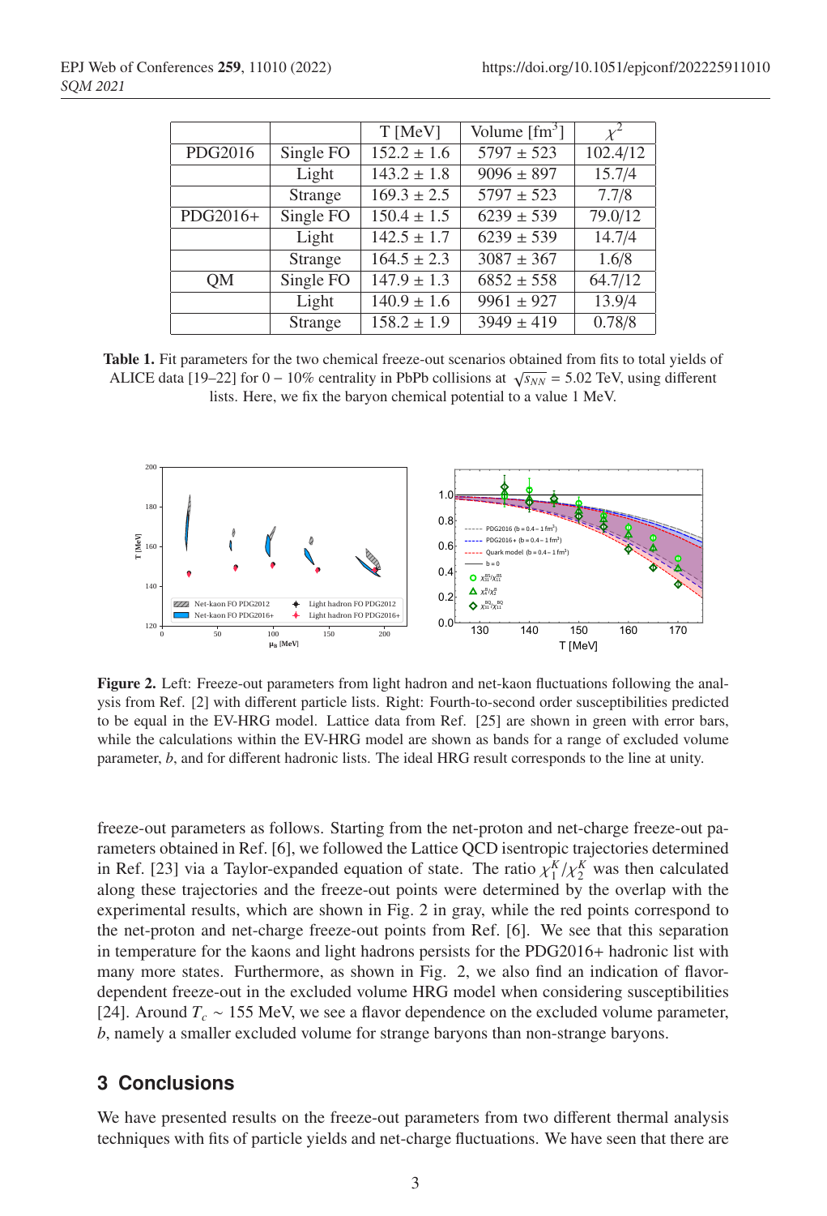| | | T [MeV] | Volume [fm$^3$] | $\chi^2$ |
|---|---|---|---|---|
| PDG2016 | Single FO | 152.2 ± 1.6 | 5797 ± 523 | 102.4/12 |
| | Light | 143.2 ± 1.8 | 9096 ± 897 | 15.7/4 |
| | Strange | 169.3 ± 2.5 | 5797 ± 523 | 7.7/8 |
| PDG2016+ | Single FO | 150.4 ± 1.5 | 6239 ± 539 | 79.0/12 |
| | Light | 142.5 ± 1.7 | 6239 ± 539 | 14.7/4 |
| | Strange | 164.5 ± 2.3 | 3087 ± 367 | 1.6/8 |
| QM | Single FO | 147.9 ± 1.3 | 6852 ± 558 | 64.7/12 |
| | Light | 140.9 ± 1.6 | 9961 ± 927 | 13.9/4 |
| | Strange | 158.2 ± 1.9 | 3949 ± 419 | 0.78/8 |

**Table 1.** Fit parameters for the two chemical freeze-out scenarios obtained from fits to total yields of ALICE data [19–22] for 0 − 10% centrality in PbPb collisions at $\sqrt{s_{NN}}$ = 5.02 TeV, using different lists. Here, we fix the baryon chemical potential to a value 1 MeV.

**Figure 2.** Left: Freeze-out parameters from light hadron and net-kaon fluctuations following the analysis from Ref. [2] with different particle lists. Right: Fourth-to-second order susceptibilities predicted to be equal in the EV-HRG model. Lattice data from Ref. [25] are shown in green with error bars, while the calculations within the EV-HRG model are shown as bands for a range of excluded volume parameter, $b$, and for different hadronic lists. The ideal HRG result corresponds to the line at unity.

freeze-out parameters as follows. Starting from the net-proton and net-charge freeze-out parameters obtained in Ref. [6], we followed the Lattice QCD isentropic trajectories determined in Ref. [23] via a Taylor-expanded equation of state. The ratio $\chi_1^K/\chi_2^K$ was then calculated along these trajectories and the freeze-out points were determined by the overlap with the experimental results, which are shown in Fig. 2 in gray, while the red points correspond to the net-proton and net-charge freeze-out points from Ref. [6]. We see that this separation in temperature for the kaons and light hadrons persists for the PDG2016+ hadronic list with many more states. Furthermore, as shown in Fig. 2, we also find an indication of flavor-dependent freeze-out in the excluded volume HRG model when considering susceptibilities [24]. Around $T_c \sim 155$ MeV, we see a flavor dependence on the excluded volume parameter, $b$, namely a smaller excluded volume for strange baryons than non-strange baryons.

## 3 Conclusions

We have presented results on the freeze-out parameters from two different thermal analysis techniques with fits of particle yields and net-charge fluctuations. We have seen that there are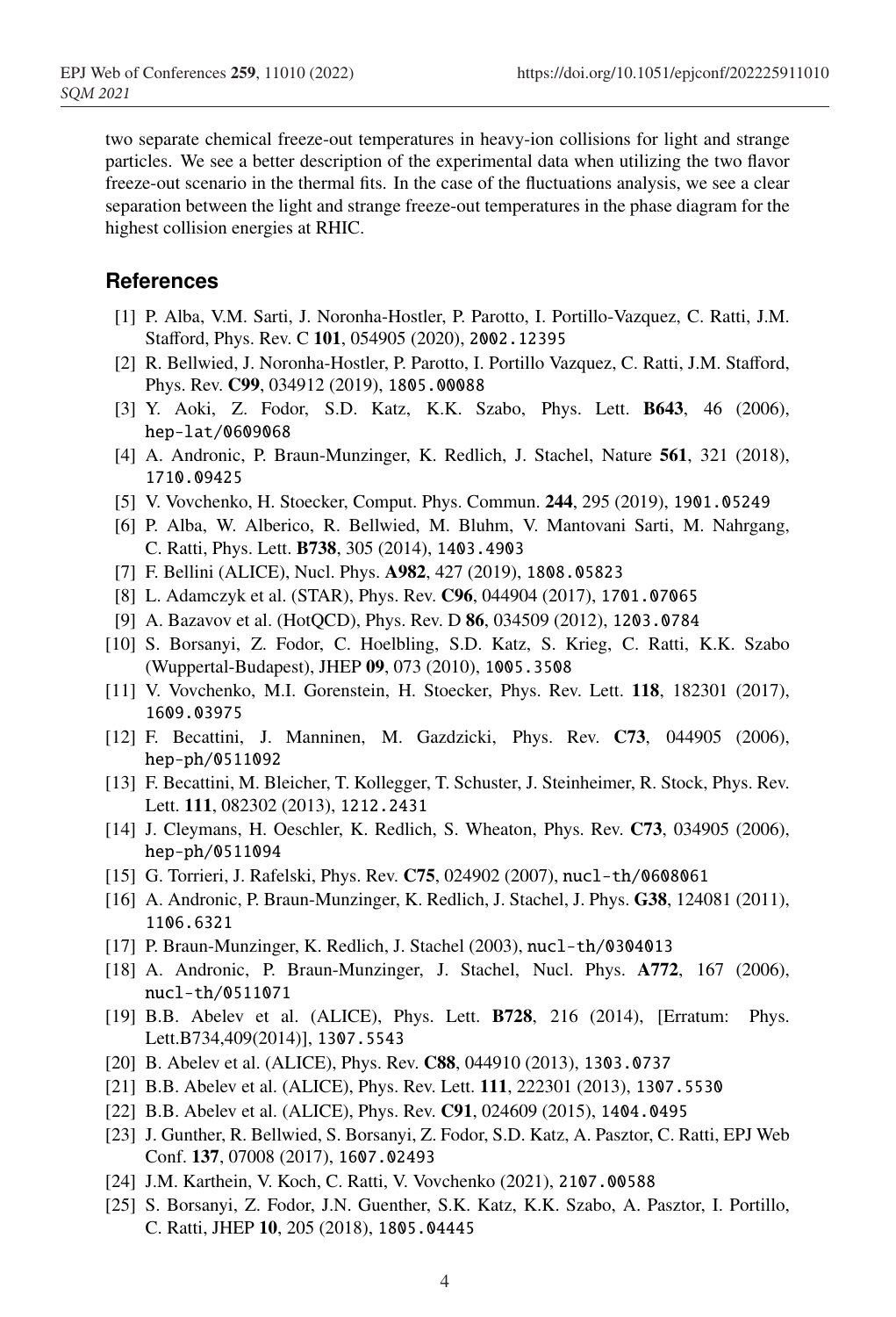two separate chemical freeze-out temperatures in heavy-ion collisions for light and strange particles. We see a better description of the experimental data when utilizing the two flavor freeze-out scenario in the thermal fits. In the case of the fluctuations analysis, we see a clear separation between the light and strange freeze-out temperatures in the phase diagram for the highest collision energies at RHIC.

## References

[1] P. Alba, V.M. Sarti, J. Noronha-Hostler, P. Parotto, I. Portillo-Vazquez, C. Ratti, J.M. Stafford, Phys. Rev. C **101**, 054905 (2020), 2002.12395

[2] R. Bellwied, J. Noronha-Hostler, P. Parotto, I. Portillo Vazquez, C. Ratti, J.M. Stafford, Phys. Rev. **C99**, 034912 (2019), 1805.00088

[3] Y. Aoki, Z. Fodor, S.D. Katz, K.K. Szabo, Phys. Lett. **B643**, 46 (2006), hep-lat/0609068

[4] A. Andronic, P. Braun-Munzinger, K. Redlich, J. Stachel, Nature **561**, 321 (2018), 1710.09425

[5] V. Vovchenko, H. Stoecker, Comput. Phys. Commun. **244**, 295 (2019), 1901.05249

[6] P. Alba, W. Alberico, R. Bellwied, M. Bluhm, V. Mantovani Sarti, M. Nahrgang, C. Ratti, Phys. Lett. **B738**, 305 (2014), 1403.4903

[7] F. Bellini (ALICE), Nucl. Phys. **A982**, 427 (2019), 1808.05823

[8] L. Adamczyk et al. (STAR), Phys. Rev. **C96**, 044904 (2017), 1701.07065

[9] A. Bazavov et al. (HotQCD), Phys. Rev. D **86**, 034509 (2012), 1203.0784

[10] S. Borsanyi, Z. Fodor, C. Hoelbling, S.D. Katz, S. Krieg, C. Ratti, K.K. Szabo (Wuppertal-Budapest), JHEP **09**, 073 (2010), 1005.3508

[11] V. Vovchenko, M.I. Gorenstein, H. Stoecker, Phys. Rev. Lett. **118**, 182301 (2017), 1609.03975

[12] F. Becattini, J. Manninen, M. Gazdzicki, Phys. Rev. **C73**, 044905 (2006), hep-ph/0511092

[13] F. Becattini, M. Bleicher, T. Kollegger, T. Schuster, J. Steinheimer, R. Stock, Phys. Rev. Lett. **111**, 082302 (2013), 1212.2431

[14] J. Cleymans, H. Oeschler, K. Redlich, S. Wheaton, Phys. Rev. **C73**, 034905 (2006), hep-ph/0511094

[15] G. Torrieri, J. Rafelski, Phys. Rev. **C75**, 024902 (2007), nucl-th/0608061

[16] A. Andronic, P. Braun-Munzinger, K. Redlich, J. Stachel, J. Phys. **G38**, 124081 (2011), 1106.6321

[17] P. Braun-Munzinger, K. Redlich, J. Stachel (2003), nucl-th/0304013

[18] A. Andronic, P. Braun-Munzinger, J. Stachel, Nucl. Phys. **A772**, 167 (2006), nucl-th/0511071

[19] B.B. Abelev et al. (ALICE), Phys. Lett. **B728**, 216 (2014), [Erratum: Phys. Lett.B734,409(2014)], 1307.5543

[20] B. Abelev et al. (ALICE), Phys. Rev. **C88**, 044910 (2013), 1303.0737

[21] B.B. Abelev et al. (ALICE), Phys. Rev. Lett. **111**, 222301 (2013), 1307.5530

[22] B.B. Abelev et al. (ALICE), Phys. Rev. **C91**, 024609 (2015), 1404.0495

[23] J. Gunther, R. Bellwied, S. Borsanyi, Z. Fodor, S.D. Katz, A. Pasztor, C. Ratti, EPJ Web Conf. **137**, 07008 (2017), 1607.02493

[24] J.M. Karthein, V. Koch, C. Ratti, V. Vovchenko (2021), 2107.00588

[25] S. Borsanyi, Z. Fodor, J.N. Guenther, S.K. Katz, K.K. Szabo, A. Pasztor, I. Portillo, C. Ratti, JHEP **10**, 205 (2018), 1805.04445